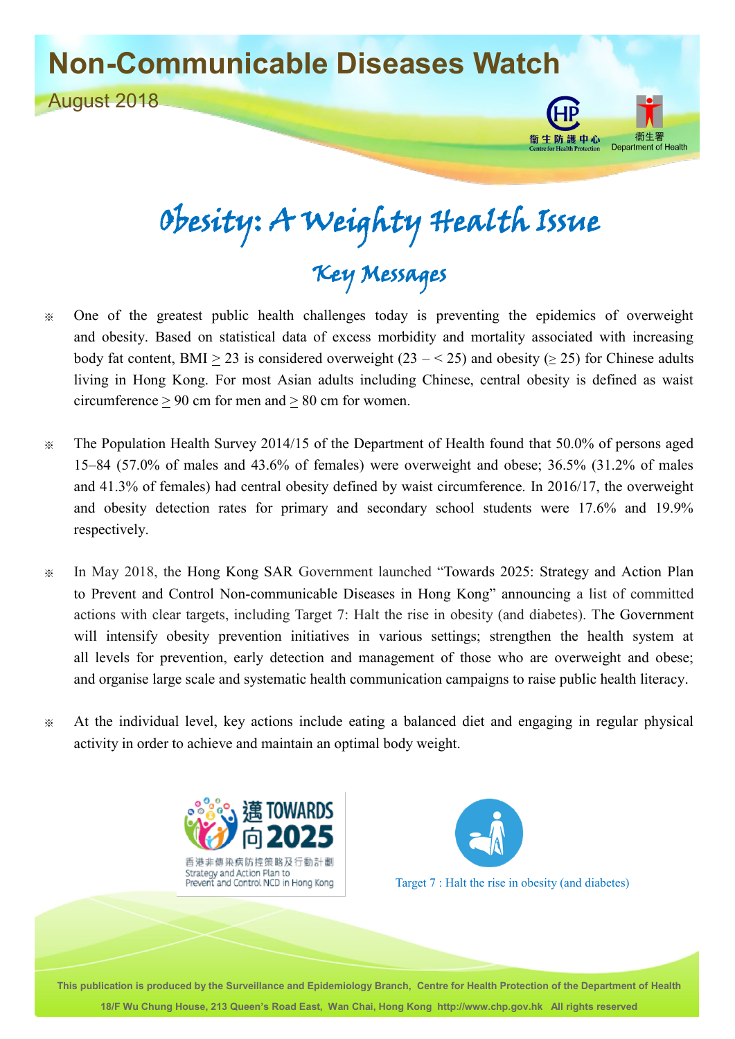# Non-Communicable Diseases Watch

August 2018

# Obesity: A Weighty Health Issue

## Key Messages

※ One of the greatest public health challenges today is preventing the epidemics of overweight and obesity. Based on statistical data of excess morbidity and mortality associated with increasing body fat content, BMI $\geq$ 23 is considered overweight (23 – < 25) and obesity ($\geq$ 25) for Chinese adults living in Hong Kong. For most Asian adults including Chinese, central obesity is defined as waist circumference $\geq$ 90 cm for men and $\geq$ 80 cm for women.

※ The Population Health Survey 2014/15 of the Department of Health found that 50.0% of persons aged 15–84 (57.0% of males and 43.6% of females) were overweight and obese; 36.5% (31.2% of males and 41.3% of females) had central obesity defined by waist circumference. In 2016/17, the overweight and obesity detection rates for primary and secondary school students were 17.6% and 19.9% respectively.

※ In May 2018, the Hong Kong SAR Government launched "Towards 2025: Strategy and Action Plan to Prevent and Control Non-communicable Diseases in Hong Kong" announcing a list of committed actions with clear targets, including Target 7: Halt the rise in obesity (and diabetes). The Government will intensify obesity prevention initiatives in various settings; strengthen the health system at all levels for prevention, early detection and management of those who are overweight and obese; and organise large scale and systematic health communication campaigns to raise public health literacy.

※ At the individual level, key actions include eating a balanced diet and engaging in regular physical activity in order to achieve and maintain an optimal body weight.

邁向 TOWARDS 2025

香港非傳染病防控策略及行動計劃

Strategy and Action Plan to Prevent and Control NCD in Hong Kong

Target 7 : Halt the rise in obesity (and diabetes)

This publication is produced by the Surveillance and Epidemiology Branch, Centre for Health Protection of the Department of Health

18/F Wu Chung House, 213 Queen's Road East, Wan Chai, Hong Kong http://www.chp.gov.hk All rights reserved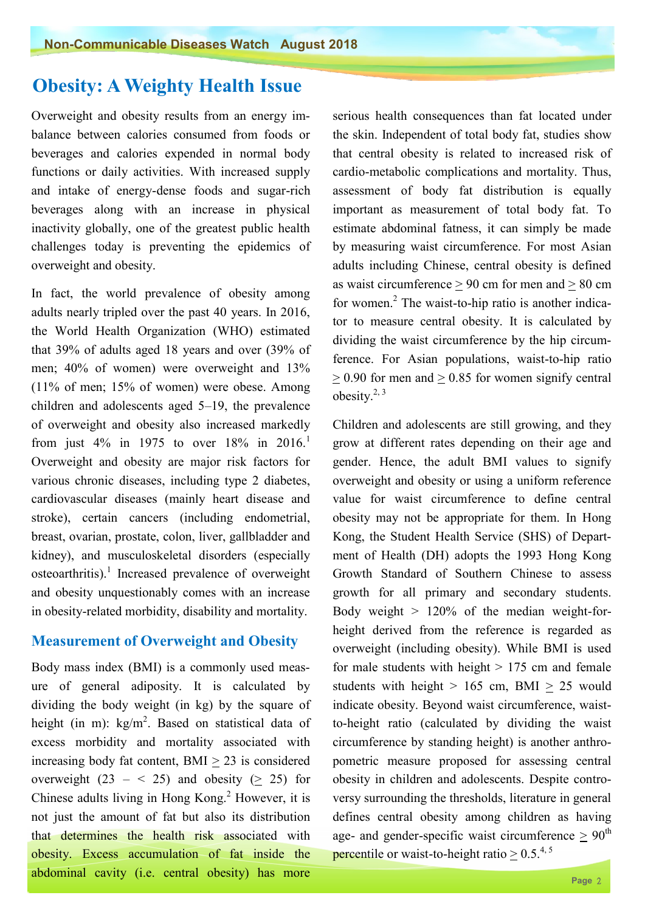# Obesity: A Weighty Health Issue

Overweight and obesity results from an energy imbalance between calories consumed from foods or beverages and calories expended in normal body functions or daily activities. With increased supply and intake of energy-dense foods and sugar-rich beverages along with an increase in physical inactivity globally, one of the greatest public health challenges today is preventing the epidemics of overweight and obesity.

In fact, the world prevalence of obesity among adults nearly tripled over the past 40 years. In 2016, the World Health Organization (WHO) estimated that 39% of adults aged 18 years and over (39% of men; 40% of women) were overweight and 13% (11% of men; 15% of women) were obese. Among children and adolescents aged 5–19, the prevalence of overweight and obesity also increased markedly from just 4% in 1975 to over 18% in 2016.[1] Overweight and obesity are major risk factors for various chronic diseases, including type 2 diabetes, cardiovascular diseases (mainly heart disease and stroke), certain cancers (including endometrial, breast, ovarian, prostate, colon, liver, gallbladder and kidney), and musculoskeletal disorders (especially osteoarthritis).[1] Increased prevalence of overweight and obesity unquestionably comes with an increase in obesity-related morbidity, disability and mortality.

## Measurement of Overweight and Obesity

Body mass index (BMI) is a commonly used measure of general adiposity. It is calculated by dividing the body weight (in kg) by the square of height (in m): $kg/m^2$. Based on statistical data of excess morbidity and mortality associated with increasing body fat content, BMI $\geq$ 23 is considered overweight (23 – < 25) and obesity ($\geq$ 25) for Chinese adults living in Hong Kong.[2] However, it is not just the amount of fat but also its distribution that determines the health risk associated with obesity. Excess accumulation of fat inside the abdominal cavity (i.e. central obesity) has more serious health consequences than fat located under the skin. Independent of total body fat, studies show that central obesity is related to increased risk of cardio-metabolic complications and mortality. Thus, assessment of body fat distribution is equally important as measurement of total body fat. To estimate abdominal fatness, it can simply be made by measuring waist circumference. For most Asian adults including Chinese, central obesity is defined as waist circumference $\geq$ 90 cm for men and $\geq$ 80 cm for women.[2] The waist-to-hip ratio is another indicator to measure central obesity. It is calculated by dividing the waist circumference by the hip circumference. For Asian populations, waist-to-hip ratio $\geq$ 0.90 for men and $\geq$ 0.85 for women signify central obesity.[2, 3]

Children and adolescents are still growing, and they grow at different rates depending on their age and gender. Hence, the adult BMI values to signify overweight and obesity or using a uniform reference value for waist circumference to define central obesity may not be appropriate for them. In Hong Kong, the Student Health Service (SHS) of Department of Health (DH) adopts the 1993 Hong Kong Growth Standard of Southern Chinese to assess growth for all primary and secondary students. Body weight > 120% of the median weight-for-height derived from the reference is regarded as overweight (including obesity). While BMI is used for male students with height > 175 cm and female students with height > 165 cm, BMI $\geq$ 25 would indicate obesity. Beyond waist circumference, waist-to-height ratio (calculated by dividing the waist circumference by standing height) is another anthropometric measure proposed for assessing central obesity in children and adolescents. Despite controversy surrounding the thresholds, literature in general defines central obesity among children as having age- and gender-specific waist circumference $\geq$ 90$^{th}$ percentile or waist-to-height ratio $\geq$ 0.5.[4, 5]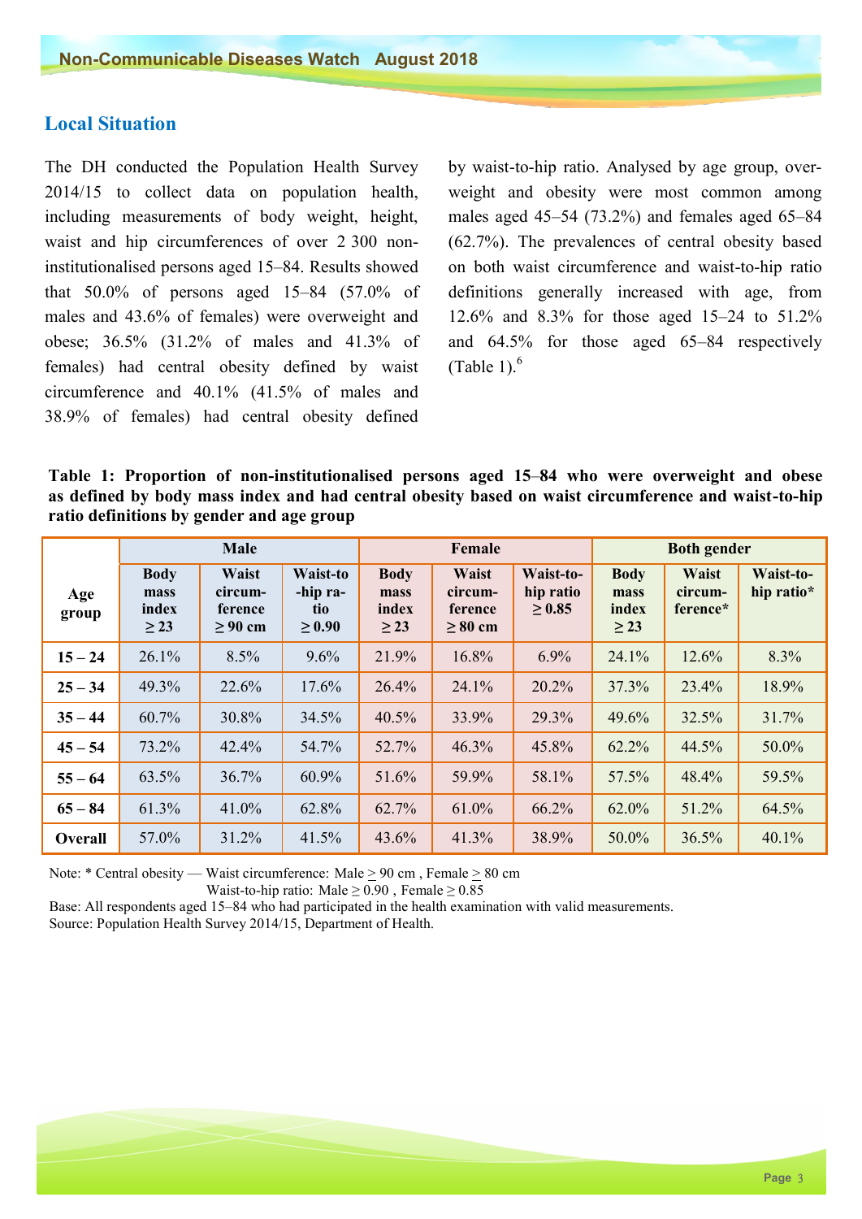## Local Situation

The DH conducted the Population Health Survey 2014/15 to collect data on population health, including measurements of body weight, height, waist and hip circumferences of over 2 300 non-institutionalised persons aged 15–84. Results showed that 50.0% of persons aged 15–84 (57.0% of males and 43.6% of females) were overweight and obese; 36.5% (31.2% of males and 41.3% of females) had central obesity defined by waist circumference and 40.1% (41.5% of males and 38.9% of females) had central obesity defined by waist-to-hip ratio. Analysed by age group, overweight and obesity were most common among males aged 45–54 (73.2%) and females aged 65–84 (62.7%). The prevalences of central obesity based on both waist circumference and waist-to-hip ratio definitions generally increased with age, from 12.6% and 8.3% for those aged 15–24 to 51.2% and 64.5% for those aged 65–84 respectively (Table 1).[6]

**Table 1: Proportion of non-institutionalised persons aged 15–84 who were overweight and obese as defined by body mass index and had central obesity based on waist circumference and waist-to-hip ratio definitions by gender and age group**

| Age group | Male | | | Female | | | Both gender | | |
|---|---|---|---|---|---|---|---|---|---|
| | Body mass index ≥ 23 | Waist circum-ference ≥ 90 cm | Waist-to-hip ratio ≥ 0.90 | Body mass index ≥ 23 | Waist circum-ference ≥ 80 cm | Waist-to-hip ratio ≥ 0.85 | Body mass index ≥ 23 | Waist circum-ference* | Waist-to-hip ratio* |
| **15 – 24** | 26.1% | 8.5% | 9.6% | 21.9% | 16.8% | 6.9% | 24.1% | 12.6% | 8.3% |
| **25 – 34** | 49.3% | 22.6% | 17.6% | 26.4% | 24.1% | 20.2% | 37.3% | 23.4% | 18.9% |
| **35 – 44** | 60.7% | 30.8% | 34.5% | 40.5% | 33.9% | 29.3% | 49.6% | 32.5% | 31.7% |
| **45 – 54** | 73.2% | 42.4% | 54.7% | 52.7% | 46.3% | 45.8% | 62.2% | 44.5% | 50.0% |
| **55 – 64** | 63.5% | 36.7% | 60.9% | 51.6% | 59.9% | 58.1% | 57.5% | 48.4% | 59.5% |
| **65 – 84** | 61.3% | 41.0% | 62.8% | 62.7% | 61.0% | 66.2% | 62.0% | 51.2% | 64.5% |
| **Overall** | 57.0% | 31.2% | 41.5% | 43.6% | 41.3% | 38.9% | 50.0% | 36.5% | 40.1% |

Note: * Central obesity — Waist circumference: Male ≥ 90 cm , Female ≥ 80 cm
Waist-to-hip ratio: Male ≥ 0.90 , Female ≥ 0.85

Base: All respondents aged 15–84 who had participated in the health examination with valid measurements.

Source: Population Health Survey 2014/15, Department of Health.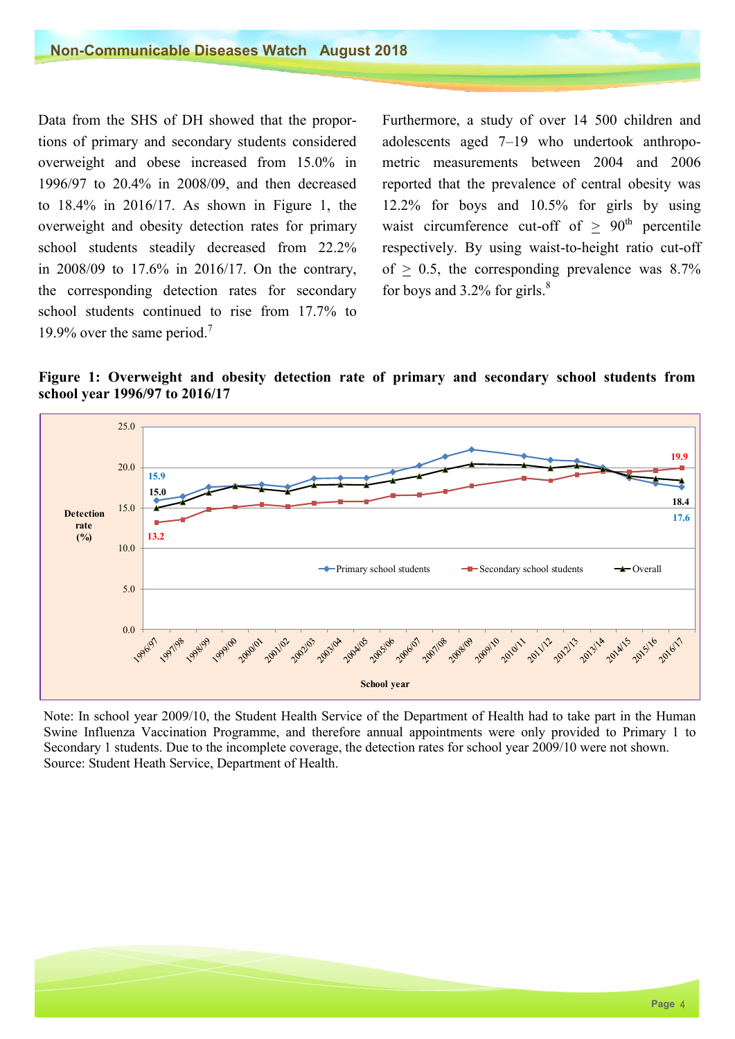Data from the SHS of DH showed that the proportions of primary and secondary students considered overweight and obese increased from 15.0% in 1996/97 to 20.4% in 2008/09, and then decreased to 18.4% in 2016/17. As shown in Figure 1, the overweight and obesity detection rates for primary school students steadily decreased from 22.2% in 2008/09 to 17.6% in 2016/17. On the contrary, the corresponding detection rates for secondary school students continued to rise from 17.7% to 19.9% over the same period.[7]

Furthermore, a study of over 14 500 children and adolescents aged 7–19 who undertook anthropometric measurements between 2004 and 2006 reported that the prevalence of central obesity was 12.2% for boys and 10.5% for girls by using waist circumference cut-off of $\geq$ 90th percentile respectively. By using waist-to-height ratio cut-off of $\geq$ 0.5, the corresponding prevalence was 8.7% for boys and 3.2% for girls.[8]

**Figure 1: Overweight and obesity detection rate of primary and secondary school students from school year 1996/97 to 2016/17**

Note: In school year 2009/10, the Student Health Service of the Department of Health had to take part in the Human Swine Influenza Vaccination Programme, and therefore annual appointments were only provided to Primary 1 to Secondary 1 students. Due to the incomplete coverage, the detection rates for school year 2009/10 were not shown.
Source: Student Heath Service, Department of Health.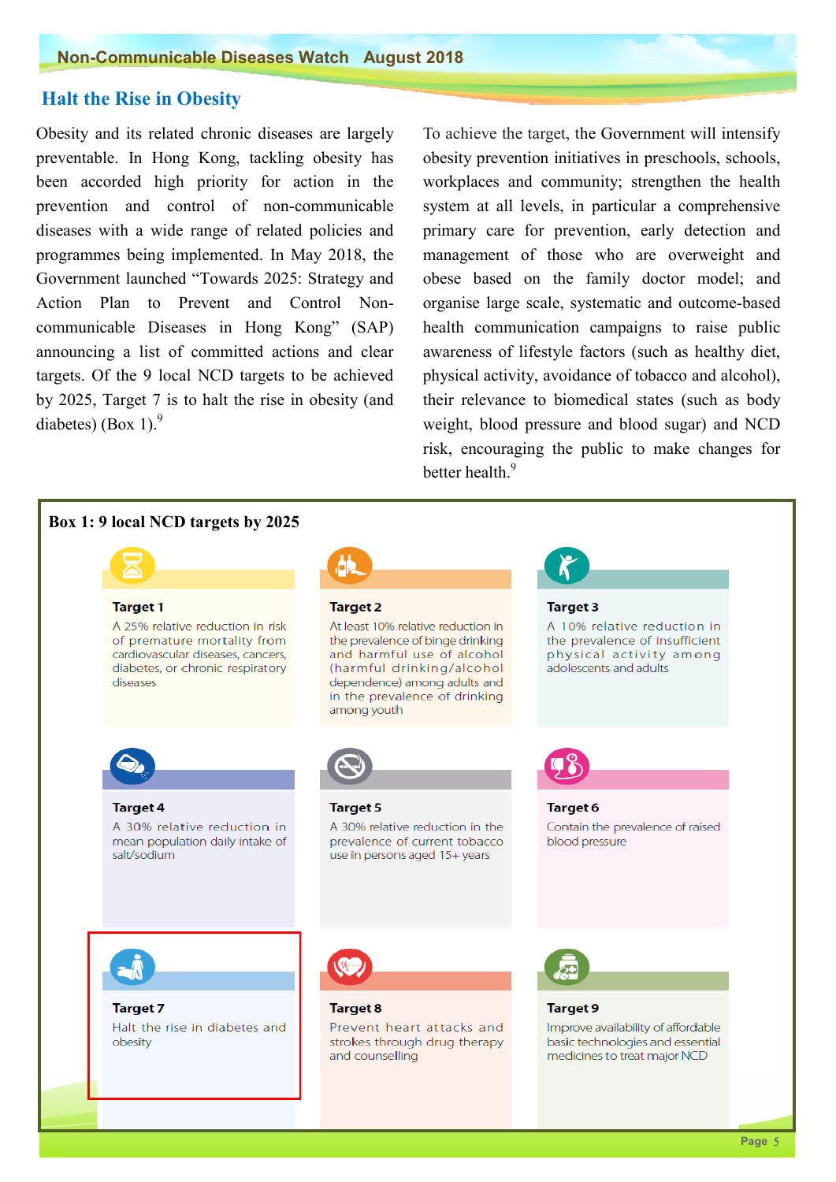## Halt the Rise in Obesity

Obesity and its related chronic diseases are largely preventable. In Hong Kong, tackling obesity has been accorded high priority for action in the prevention and control of non-communicable diseases with a wide range of related policies and programmes being implemented. In May 2018, the Government launched "Towards 2025: Strategy and Action Plan to Prevent and Control Non-communicable Diseases in Hong Kong" (SAP) announcing a list of committed actions and clear targets. Of the 9 local NCD targets to be achieved by 2025, Target 7 is to halt the rise in obesity (and diabetes) (Box 1).[9]

To achieve the target, the Government will intensify obesity prevention initiatives in preschools, schools, workplaces and community; strengthen the health system at all levels, in particular a comprehensive primary care for prevention, early detection and management of those who are overweight and obese based on the family doctor model; and organise large scale, systematic and outcome-based health communication campaigns to raise public awareness of lifestyle factors (such as healthy diet, physical activity, avoidance of tobacco and alcohol), their relevance to biomedical states (such as body weight, blood pressure and blood sugar) and NCD risk, encouraging the public to make changes for better health.[9]

### Box 1: 9 local NCD targets by 2025

**Target 1**
A 25% relative reduction in risk of premature mortality from cardiovascular diseases, cancers, diabetes, or chronic respiratory diseases

**Target 2**
At least 10% relative reduction in the prevalence of binge drinking and harmful use of alcohol (harmful drinking/alcohol dependence) among adults and in the prevalence of drinking among youth

**Target 3**
A 10% relative reduction in the prevalence of insufficient physical activity among adolescents and adults

**Target 4**
A 30% relative reduction in mean population daily intake of salt/sodium

**Target 5**
A 30% relative reduction in the prevalence of current tobacco use in persons aged 15+ years

**Target 6**
Contain the prevalence of raised blood pressure

**Target 7**
Halt the rise in diabetes and obesity

**Target 8**
Prevent heart attacks and strokes through drug therapy and counselling

**Target 9**
Improve availability of affordable basic technologies and essential medicines to treat major NCD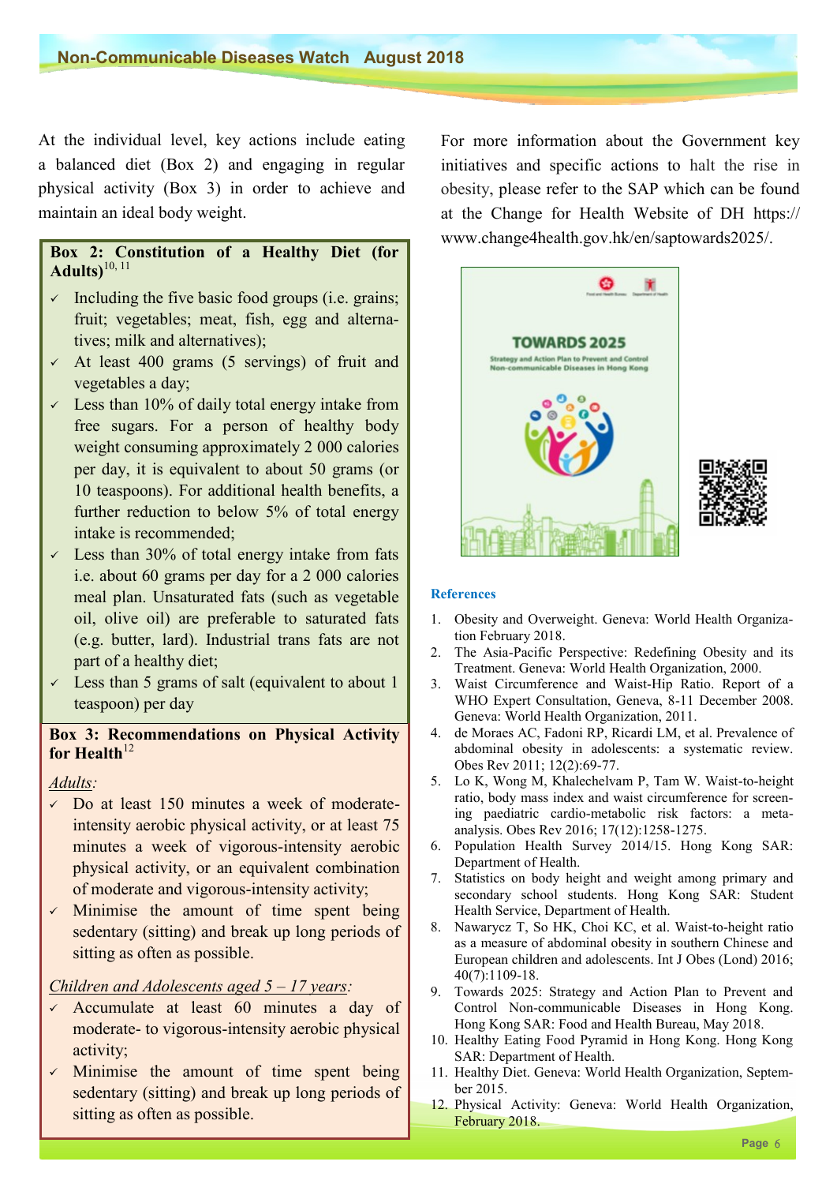At the individual level, key actions include eating a balanced diet (Box 2) and engaging in regular physical activity (Box 3) in order to achieve and maintain an ideal body weight.

**Box 2: Constitution of a Healthy Diet (for Adults)**[10, 11]

- ✓ Including the five basic food groups (i.e. grains; fruit; vegetables; meat, fish, egg and alternatives; milk and alternatives);
- ✓ At least 400 grams (5 servings) of fruit and vegetables a day;
- ✓ Less than 10% of daily total energy intake from free sugars. For a person of healthy body weight consuming approximately 2 000 calories per day, it is equivalent to about 50 grams (or 10 teaspoons). For additional health benefits, a further reduction to below 5% of total energy intake is recommended;
- ✓ Less than 30% of total energy intake from fats i.e. about 60 grams per day for a 2 000 calories meal plan. Unsaturated fats (such as vegetable oil, olive oil) are preferable to saturated fats (e.g. butter, lard). Industrial trans fats are not part of a healthy diet;
- ✓ Less than 5 grams of salt (equivalent to about 1 teaspoon) per day

**Box 3: Recommendations on Physical Activity for Health**[12]

*Adults:*

- ✓ Do at least 150 minutes a week of moderate-intensity aerobic physical activity, or at least 75 minutes a week of vigorous-intensity aerobic physical activity, or an equivalent combination of moderate and vigorous-intensity activity;
- ✓ Minimise the amount of time spent being sedentary (sitting) and break up long periods of sitting as often as possible.

*Children and Adolescents aged 5 – 17 years:*

- ✓ Accumulate at least 60 minutes a day of moderate- to vigorous-intensity aerobic physical activity;
- ✓ Minimise the amount of time spent being sedentary (sitting) and break up long periods of sitting as often as possible.

For more information about the Government key initiatives and specific actions to halt the rise in obesity, please refer to the SAP which can be found at the Change for Health Website of DH https://www.change4health.gov.hk/en/saptowards2025/.

### References

1. Obesity and Overweight. Geneva: World Health Organization February 2018.
2. The Asia-Pacific Perspective: Redefining Obesity and its Treatment. Geneva: World Health Organization, 2000.
3. Waist Circumference and Waist-Hip Ratio. Report of a WHO Expert Consultation, Geneva, 8-11 December 2008. Geneva: World Health Organization, 2011.
4. de Moraes AC, Fadoni RP, Ricardi LM, et al. Prevalence of abdominal obesity in adolescents: a systematic review. Obes Rev 2011; 12(2):69-77.
5. Lo K, Wong M, Khalechelvam P, Tam W. Waist-to-height ratio, body mass index and waist circumference for screening paediatric cardio-metabolic risk factors: a meta-analysis. Obes Rev 2016; 17(12):1258-1275.
6. Population Health Survey 2014/15. Hong Kong SAR: Department of Health.
7. Statistics on body height and weight among primary and secondary school students. Hong Kong SAR: Student Health Service, Department of Health.
8. Nawarycz T, So HK, Choi KC, et al. Waist-to-height ratio as a measure of abdominal obesity in southern Chinese and European children and adolescents. Int J Obes (Lond) 2016; 40(7):1109-18.
9. Towards 2025: Strategy and Action Plan to Prevent and Control Non-communicable Diseases in Hong Kong. Hong Kong SAR: Food and Health Bureau, May 2018.
10. Healthy Eating Food Pyramid in Hong Kong. Hong Kong SAR: Department of Health.
11. Healthy Diet. Geneva: World Health Organization, September 2015.
12. Physical Activity: Geneva: World Health Organization, February 2018.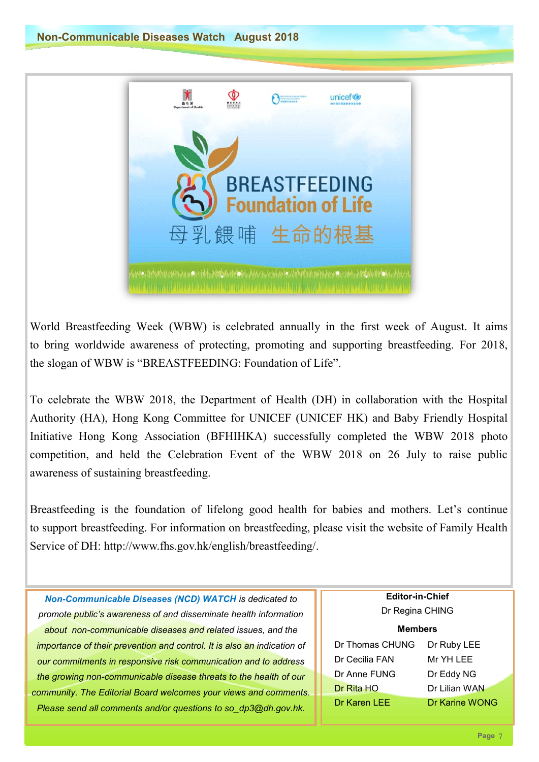BREASTFEEDING Foundation of Life

母乳餵哺 生命的根基

World Breastfeeding Week (WBW) is celebrated annually in the first week of August. It aims to bring worldwide awareness of protecting, promoting and supporting breastfeeding. For 2018, the slogan of WBW is "BREASTFEEDING: Foundation of Life".

To celebrate the WBW 2018, the Department of Health (DH) in collaboration with the Hospital Authority (HA), Hong Kong Committee for UNICEF (UNICEF HK) and Baby Friendly Hospital Initiative Hong Kong Association (BFHIHKA) successfully completed the WBW 2018 photo competition, and held the Celebration Event of the WBW 2018 on 26 July to raise public awareness of sustaining breastfeeding.

Breastfeeding is the foundation of lifelong good health for babies and mothers. Let's continue to support breastfeeding. For information on breastfeeding, please visit the website of Family Health Service of DH: http://www.fhs.gov.hk/english/breastfeeding/.

***Non-Communicable Diseases (NCD) WATCH*** *is dedicated to promote public's awareness of and disseminate health information about non-communicable diseases and related issues, and the importance of their prevention and control. It is also an indication of our commitments in responsive risk communication and to address the growing non-communicable disease threats to the health of our community. The Editorial Board welcomes your views and comments. Please send all comments and/or questions to so_dp3@dh.gov.hk.*

**Editor-in-Chief**

Dr Regina CHING

**Members**

| | |
|---|---|
| Dr Thomas CHUNG | Dr Ruby LEE |
| Dr Cecilia FAN | Mr YH LEE |
| Dr Anne FUNG | Dr Eddy NG |
| Dr Rita HO | Dr Lilian WAN |
| Dr Karen LEE | Dr Karine WONG |